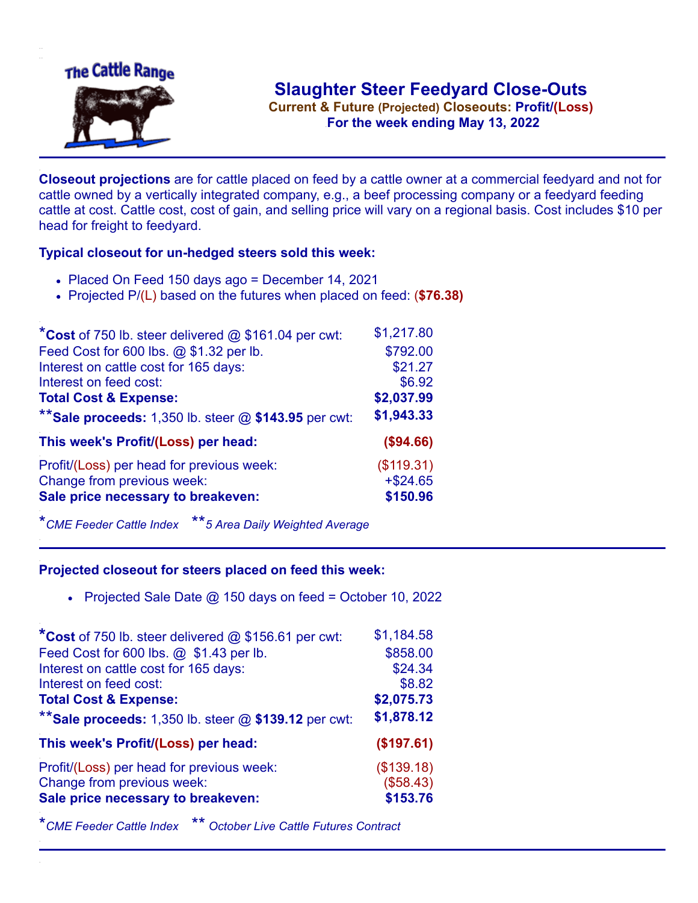# Slaughter Steer Feedyard Close-Outs

**Current & Future (Projected) Closeouts: Profit/(Loss)**

**For the week ending May 13, 2022**

**Closeout projections** are for cattle placed on feed by a cattle owner at a commercial feedyard and not for cattle owned by a vertically integrated company, e.g., a beef processing company or a feedyard feeding cattle at cost. Cattle cost, cost of gain, and selling price will vary on a regional basis. Cost includes $10 per head for freight to feedyard.

## Typical closeout for un-hedged steers sold this week:

- Placed On Feed 150 days ago = December 14, 2021
- Projected P/(L) based on the futures when placed on feed: **($76.38)**

| | |
|---|---|
| ***Cost** of 750 lb. steer delivered @ $161.04 per cwt: | $1,217.80 |
| Feed Cost for 600 lbs. @ $1.32 per lb. | $792.00 |
| Interest on cattle cost for 165 days: | $21.27 |
| Interest on feed cost: | $6.92 |
| **Total Cost & Expense:** | **$2,037.99** |
| ****Sale proceeds:** 1,350 lb. steer @ **$143.95** per cwt: | **$1,943.33** |
| **This week's Profit/(Loss) per head:** | **($94.66)** |
| Profit/(Loss) per head for previous week: | ($119.31) |
| Change from previous week: | +$24.65 |
| **Sale price necessary to breakeven:** | **$150.96** |

**CME Feeder Cattle Index* ***5 Area Daily Weighted Average*

## Projected closeout for steers placed on feed this week:

- Projected Sale Date @ 150 days on feed = October 10, 2022

| | |
|---|---|
| ***Cost** of 750 lb. steer delivered @ $156.61 per cwt: | $1,184.58 |
| Feed Cost for 600 lbs. @ $1.43 per lb. | $858.00 |
| Interest on cattle cost for 165 days: | $24.34 |
| Interest on feed cost: | $8.82 |
| **Total Cost & Expense:** | **$2,075.73** |
| ****Sale proceeds:** 1,350 lb. steer @ **$139.12** per cwt: | **$1,878.12** |
| **This week's Profit/(Loss) per head:** | **($197.61)** |
| Profit/(Loss) per head for previous week: | ($139.18) |
| Change from previous week: | ($58.43) |
| **Sale price necessary to breakeven:** | **$153.76** |

**CME Feeder Cattle Index* *** October Live Cattle Futures Contract*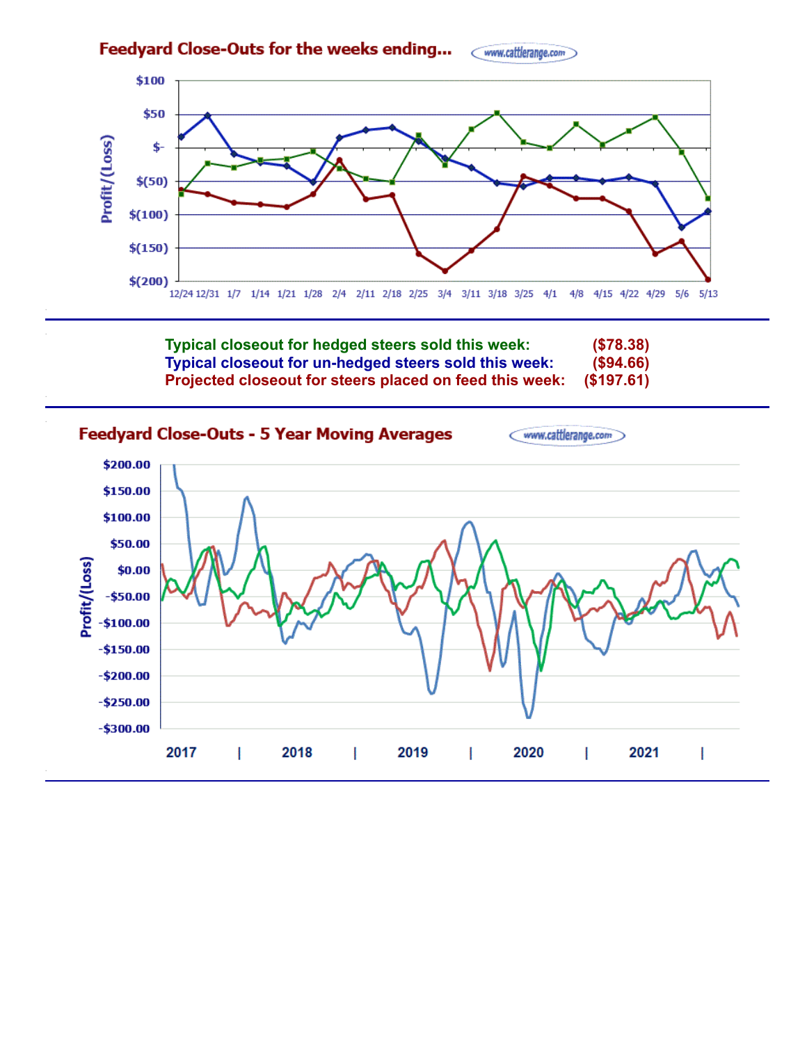## Feedyard Close-Outs for the weeks ending...

www.cattlerange.com

Profit/(Loss)

$100
$50
$-
$(50)
$(100)
$(150)
$(200)

12/24 12/31 1/7 1/14 1/21 1/28 2/4 2/11 2/18 2/25 3/4 3/11 3/18 3/25 4/1 4/8 4/15 4/22 4/29 5/6 5/13

---

**Typical closeout for hedged steers sold this week:** **($78.38)**
**Typical closeout for un-hedged steers sold this week:** **($94.66)**
**Projected closeout for steers placed on feed this week:** **($197.61)**

---

## Feedyard Close-Outs - 5 Year Moving Averages

www.cattlerange.com

Profit/(Loss)

$200.00
$150.00
$100.00
$50.00
$0.00
-$50.00
-$100.00
-$150.00
-$200.00
-$250.00
-$300.00

2017 | 2018 | 2019 | 2020 | 2021 |